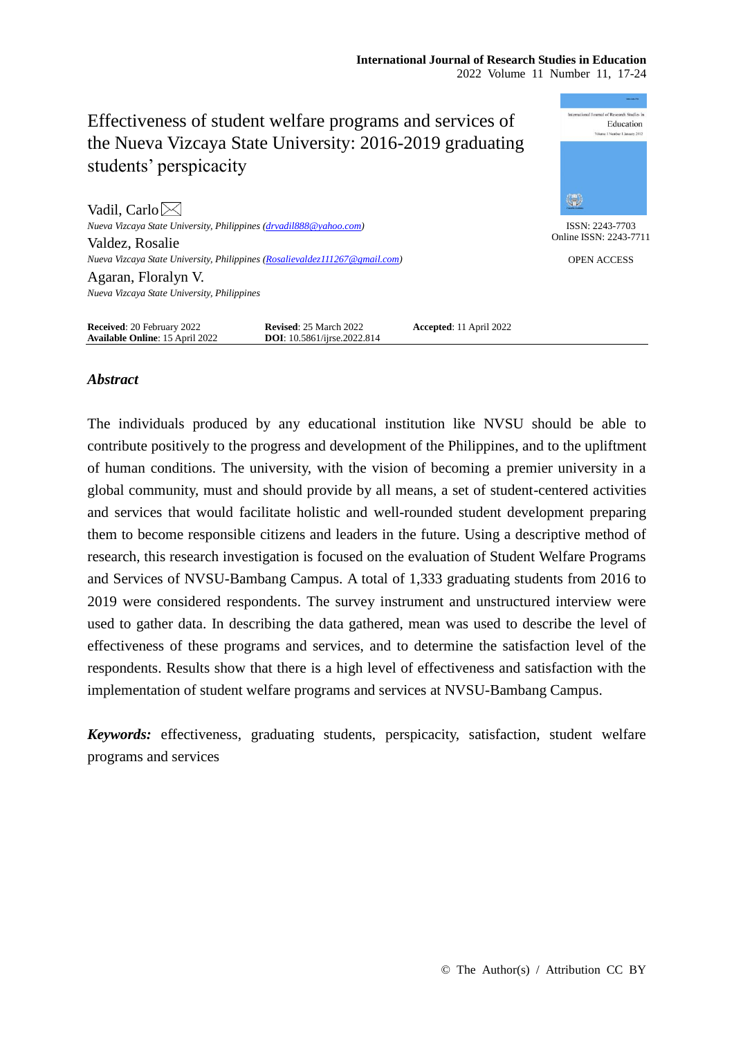# Effectiveness of student welfare programs and services of the Nueva Vizcaya State University: 2016-2019 graduating students' perspicacity

Vadil, Carlo
*Nueva Vizcaya State University, Philippines (drvadil888@yahoo.com)*

Valdez, Rosalie
*Nueva Vizcaya State University, Philippines (Rosalievaldez111267@gmail.com)*

Agaran, Floralyn V.
*Nueva Vizcaya State University, Philippines*

ISSN: 2243-7703
Online ISSN: 2243-7711

OPEN ACCESS

**Received**: 20 February 2022 **Revised**: 25 March 2022 **Accepted**: 11 April 2022
**Available Online**: 15 April 2022 **DOI**: 10.5861/ijrse.2022.814

## *Abstract*

The individuals produced by any educational institution like NVSU should be able to contribute positively to the progress and development of the Philippines, and to the upliftment of human conditions. The university, with the vision of becoming a premier university in a global community, must and should provide by all means, a set of student-centered activities and services that would facilitate holistic and well-rounded student development preparing them to become responsible citizens and leaders in the future. Using a descriptive method of research, this research investigation is focused on the evaluation of Student Welfare Programs and Services of NVSU-Bambang Campus. A total of 1,333 graduating students from 2016 to 2019 were considered respondents. The survey instrument and unstructured interview were used to gather data. In describing the data gathered, mean was used to describe the level of effectiveness of these programs and services, and to determine the satisfaction level of the respondents. Results show that there is a high level of effectiveness and satisfaction with the implementation of student welfare programs and services at NVSU-Bambang Campus.

***Keywords:*** effectiveness, graduating students, perspicacity, satisfaction, student welfare programs and services

© The Author(s) / Attribution CC BY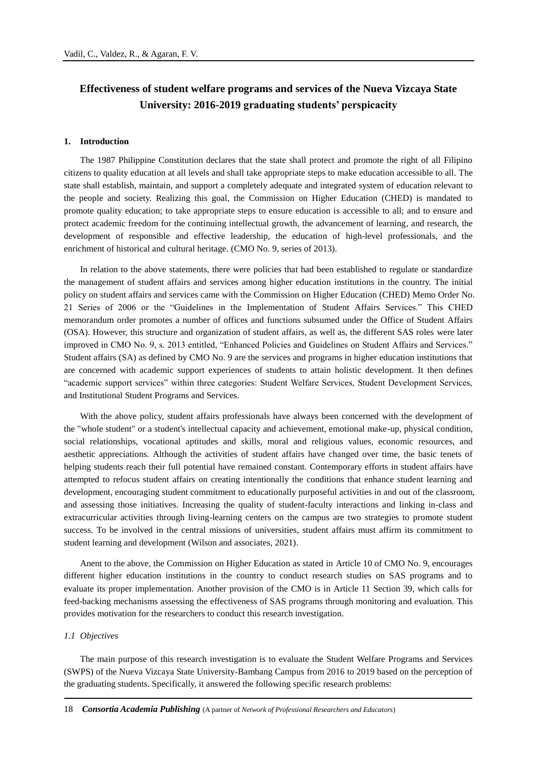## Effectiveness of student welfare programs and services of the Nueva Vizcaya State University: 2016-2019 graduating students' perspicacity

### 1. Introduction

The 1987 Philippine Constitution declares that the state shall protect and promote the right of all Filipino citizens to quality education at all levels and shall take appropriate steps to make education accessible to all. The state shall establish, maintain, and support a completely adequate and integrated system of education relevant to the people and society. Realizing this goal, the Commission on Higher Education (CHED) is mandated to promote quality education; to take appropriate steps to ensure education is accessible to all; and to ensure and protect academic freedom for the continuing intellectual growth, the advancement of learning, and research, the development of responsible and effective leadership, the education of high-level professionals, and the enrichment of historical and cultural heritage. (CMO No. 9, series of 2013).

In relation to the above statements, there were policies that had been established to regulate or standardize the management of student affairs and services among higher education institutions in the country. The initial policy on student affairs and services came with the Commission on Higher Education (CHED) Memo Order No. 21 Series of 2006 or the "Guidelines in the Implementation of Student Affairs Services." This CHED memorandum order promotes a number of offices and functions subsumed under the Office of Student Affairs (OSA). However, this structure and organization of student affairs, as well as, the different SAS roles were later improved in CMO No. 9, s. 2013 entitled, "Enhanced Policies and Guidelines on Student Affairs and Services." Student affairs (SA) as defined by CMO No. 9 are the services and programs in higher education institutions that are concerned with academic support experiences of students to attain holistic development. It then defines "academic support services" within three categories: Student Welfare Services, Student Development Services, and Institutional Student Programs and Services.

With the above policy, student affairs professionals have always been concerned with the development of the "whole student" or a student's intellectual capacity and achievement, emotional make-up, physical condition, social relationships, vocational aptitudes and skills, moral and religious values, economic resources, and aesthetic appreciations. Although the activities of student affairs have changed over time, the basic tenets of helping students reach their full potential have remained constant. Contemporary efforts in student affairs have attempted to refocus student affairs on creating intentionally the conditions that enhance student learning and development, encouraging student commitment to educationally purposeful activities in and out of the classroom, and assessing those initiatives. Increasing the quality of student-faculty interactions and linking in-class and extracurricular activities through living-learning centers on the campus are two strategies to promote student success. To be involved in the central missions of universities, student affairs must affirm its commitment to student learning and development (Wilson and associates, 2021).

Anent to the above, the Commission on Higher Education as stated in Article 10 of CMO No. 9, encourages different higher education institutions in the country to conduct research studies on SAS programs and to evaluate its proper implementation. Another provision of the CMO is in Article 11 Section 39, which calls for feed-backing mechanisms assessing the effectiveness of SAS programs through monitoring and evaluation. This provides motivation for the researchers to conduct this research investigation.

#### *1.1 Objectives*

The main purpose of this research investigation is to evaluate the Student Welfare Programs and Services (SWPS) of the Nueva Vizcaya State University-Bambang Campus from 2016 to 2019 based on the perception of the graduating students. Specifically, it answered the following specific research problems: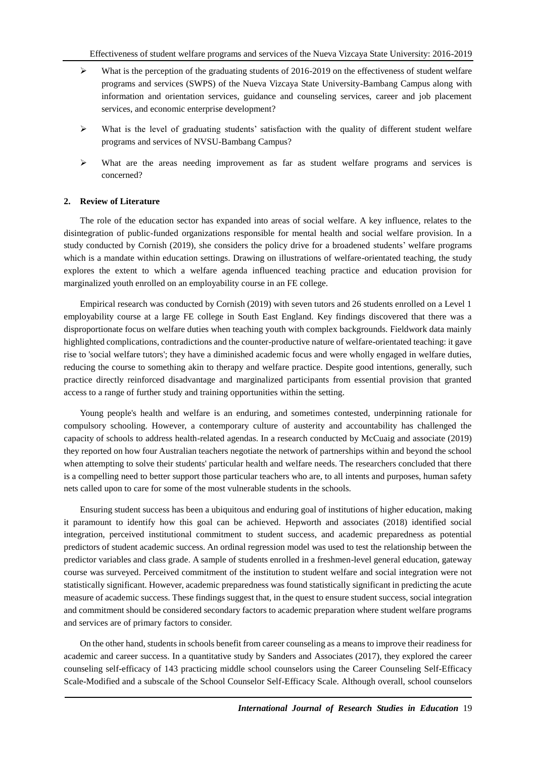- What is the perception of the graduating students of 2016-2019 on the effectiveness of student welfare programs and services (SWPS) of the Nueva Vizcaya State University-Bambang Campus along with information and orientation services, guidance and counseling services, career and job placement services, and economic enterprise development?
- What is the level of graduating students' satisfaction with the quality of different student welfare programs and services of NVSU-Bambang Campus?
- What are the areas needing improvement as far as student welfare programs and services is concerned?

## 2. Review of Literature

The role of the education sector has expanded into areas of social welfare. A key influence, relates to the disintegration of public-funded organizations responsible for mental health and social welfare provision. In a study conducted by Cornish (2019), she considers the policy drive for a broadened students' welfare programs which is a mandate within education settings. Drawing on illustrations of welfare-orientated teaching, the study explores the extent to which a welfare agenda influenced teaching practice and education provision for marginalized youth enrolled on an employability course in an FE college.

Empirical research was conducted by Cornish (2019) with seven tutors and 26 students enrolled on a Level 1 employability course at a large FE college in South East England. Key findings discovered that there was a disproportionate focus on welfare duties when teaching youth with complex backgrounds. Fieldwork data mainly highlighted complications, contradictions and the counter-productive nature of welfare-orientated teaching: it gave rise to 'social welfare tutors'; they have a diminished academic focus and were wholly engaged in welfare duties, reducing the course to something akin to therapy and welfare practice. Despite good intentions, generally, such practice directly reinforced disadvantage and marginalized participants from essential provision that granted access to a range of further study and training opportunities within the setting.

Young people's health and welfare is an enduring, and sometimes contested, underpinning rationale for compulsory schooling. However, a contemporary culture of austerity and accountability has challenged the capacity of schools to address health-related agendas. In a research conducted by McCuaig and associate (2019) they reported on how four Australian teachers negotiate the network of partnerships within and beyond the school when attempting to solve their students' particular health and welfare needs. The researchers concluded that there is a compelling need to better support those particular teachers who are, to all intents and purposes, human safety nets called upon to care for some of the most vulnerable students in the schools.

Ensuring student success has been a ubiquitous and enduring goal of institutions of higher education, making it paramount to identify how this goal can be achieved. Hepworth and associates (2018) identified social integration, perceived institutional commitment to student success, and academic preparedness as potential predictors of student academic success. An ordinal regression model was used to test the relationship between the predictor variables and class grade. A sample of students enrolled in a freshmen-level general education, gateway course was surveyed. Perceived commitment of the institution to student welfare and social integration were not statistically significant. However, academic preparedness was found statistically significant in predicting the acute measure of academic success. These findings suggest that, in the quest to ensure student success, social integration and commitment should be considered secondary factors to academic preparation where student welfare programs and services are of primary factors to consider.

On the other hand, students in schools benefit from career counseling as a means to improve their readiness for academic and career success. In a quantitative study by Sanders and Associates (2017), they explored the career counseling self-efficacy of 143 practicing middle school counselors using the Career Counseling Self-Efficacy Scale-Modified and a subscale of the School Counselor Self-Efficacy Scale. Although overall, school counselors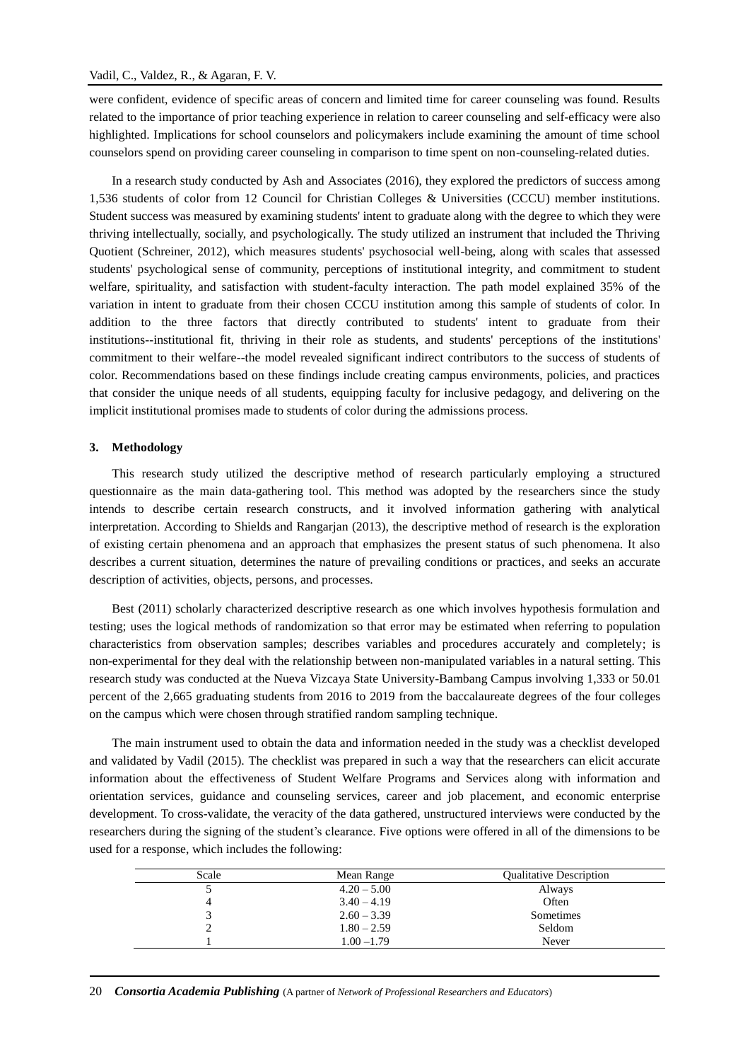were confident, evidence of specific areas of concern and limited time for career counseling was found. Results related to the importance of prior teaching experience in relation to career counseling and self-efficacy were also highlighted. Implications for school counselors and policymakers include examining the amount of time school counselors spend on providing career counseling in comparison to time spent on non-counseling-related duties.

In a research study conducted by Ash and Associates (2016), they explored the predictors of success among 1,536 students of color from 12 Council for Christian Colleges & Universities (CCCU) member institutions. Student success was measured by examining students' intent to graduate along with the degree to which they were thriving intellectually, socially, and psychologically. The study utilized an instrument that included the Thriving Quotient (Schreiner, 2012), which measures students' psychosocial well-being, along with scales that assessed students' psychological sense of community, perceptions of institutional integrity, and commitment to student welfare, spirituality, and satisfaction with student-faculty interaction. The path model explained 35% of the variation in intent to graduate from their chosen CCCU institution among this sample of students of color. In addition to the three factors that directly contributed to students' intent to graduate from their institutions--institutional fit, thriving in their role as students, and students' perceptions of the institutions' commitment to their welfare--the model revealed significant indirect contributors to the success of students of color. Recommendations based on these findings include creating campus environments, policies, and practices that consider the unique needs of all students, equipping faculty for inclusive pedagogy, and delivering on the implicit institutional promises made to students of color during the admissions process.

## 3. Methodology

This research study utilized the descriptive method of research particularly employing a structured questionnaire as the main data-gathering tool. This method was adopted by the researchers since the study intends to describe certain research constructs, and it involved information gathering with analytical interpretation. According to Shields and Rangarjan (2013), the descriptive method of research is the exploration of existing certain phenomena and an approach that emphasizes the present status of such phenomena. It also describes a current situation, determines the nature of prevailing conditions or practices, and seeks an accurate description of activities, objects, persons, and processes.

Best (2011) scholarly characterized descriptive research as one which involves hypothesis formulation and testing; uses the logical methods of randomization so that error may be estimated when referring to population characteristics from observation samples; describes variables and procedures accurately and completely; is non-experimental for they deal with the relationship between non-manipulated variables in a natural setting. This research study was conducted at the Nueva Vizcaya State University-Bambang Campus involving 1,333 or 50.01 percent of the 2,665 graduating students from 2016 to 2019 from the baccalaureate degrees of the four colleges on the campus which were chosen through stratified random sampling technique.

The main instrument used to obtain the data and information needed in the study was a checklist developed and validated by Vadil (2015). The checklist was prepared in such a way that the researchers can elicit accurate information about the effectiveness of Student Welfare Programs and Services along with information and orientation services, guidance and counseling services, career and job placement, and economic enterprise development. To cross-validate, the veracity of the data gathered, unstructured interviews were conducted by the researchers during the signing of the student's clearance. Five options were offered in all of the dimensions to be used for a response, which includes the following:

| Scale | Mean Range | Qualitative Description |
|---|---|---|
| 5 | 4.20 – 5.00 | Always |
| 4 | 3.40 – 4.19 | Often |
| 3 | 2.60 – 3.39 | Sometimes |
| 2 | 1.80 – 2.59 | Seldom |
| 1 | 1.00 –1.79 | Never |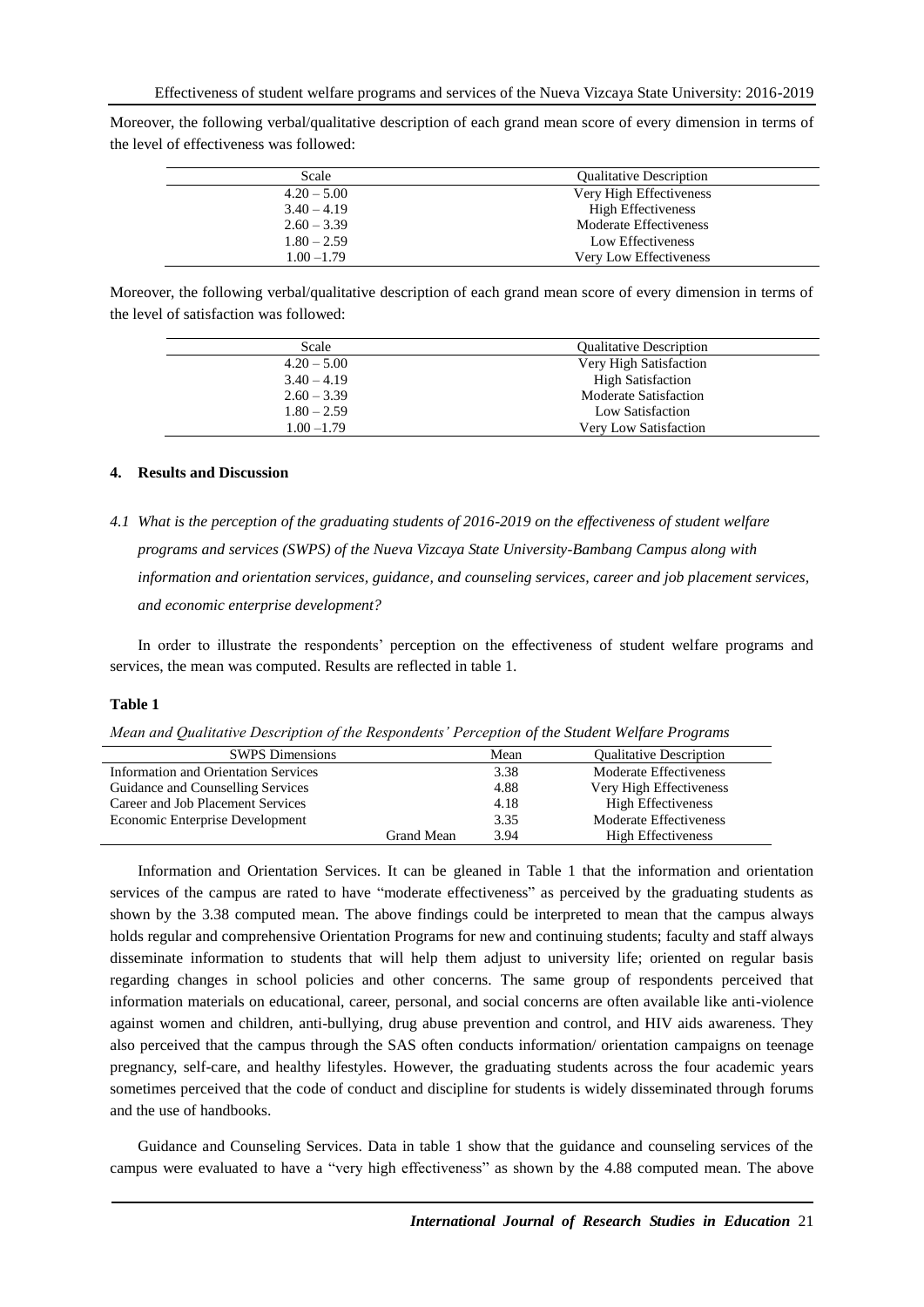Moreover, the following verbal/qualitative description of each grand mean score of every dimension in terms of the level of effectiveness was followed:

| Scale | Qualitative Description |
|---|---|
| 4.20 – 5.00 | Very High Effectiveness |
| 3.40 – 4.19 | High Effectiveness |
| 2.60 – 3.39 | Moderate Effectiveness |
| 1.80 – 2.59 | Low Effectiveness |
| 1.00 –1.79 | Very Low Effectiveness |

Moreover, the following verbal/qualitative description of each grand mean score of every dimension in terms of the level of satisfaction was followed:

| Scale | Qualitative Description |
|---|---|
| 4.20 – 5.00 | Very High Satisfaction |
| 3.40 – 4.19 | High Satisfaction |
| 2.60 – 3.39 | Moderate Satisfaction |
| 1.80 – 2.59 | Low Satisfaction |
| 1.00 –1.79 | Very Low Satisfaction |

## 4. Results and Discussion

*4.1 What is the perception of the graduating students of 2016-2019 on the effectiveness of student welfare programs and services (SWPS) of the Nueva Vizcaya State University-Bambang Campus along with information and orientation services, guidance, and counseling services, career and job placement services, and economic enterprise development?*

In order to illustrate the respondents' perception on the effectiveness of student welfare programs and services, the mean was computed. Results are reflected in table 1.

**Table 1**

*Mean and Qualitative Description of the Respondents' Perception of the Student Welfare Programs*

| SWPS Dimensions | | Mean | Qualitative Description |
|---|---|---|---|
| Information and Orientation Services | | 3.38 | Moderate Effectiveness |
| Guidance and Counselling Services | | 4.88 | Very High Effectiveness |
| Career and Job Placement Services | | 4.18 | High Effectiveness |
| Economic Enterprise Development | | 3.35 | Moderate Effectiveness |
| | Grand Mean | 3.94 | High Effectiveness |

Information and Orientation Services. It can be gleaned in Table 1 that the information and orientation services of the campus are rated to have "moderate effectiveness" as perceived by the graduating students as shown by the 3.38 computed mean. The above findings could be interpreted to mean that the campus always holds regular and comprehensive Orientation Programs for new and continuing students; faculty and staff always disseminate information to students that will help them adjust to university life; oriented on regular basis regarding changes in school policies and other concerns. The same group of respondents perceived that information materials on educational, career, personal, and social concerns are often available like anti-violence against women and children, anti-bullying, drug abuse prevention and control, and HIV aids awareness. They also perceived that the campus through the SAS often conducts information/ orientation campaigns on teenage pregnancy, self-care, and healthy lifestyles. However, the graduating students across the four academic years sometimes perceived that the code of conduct and discipline for students is widely disseminated through forums and the use of handbooks.

Guidance and Counseling Services. Data in table 1 show that the guidance and counseling services of the campus were evaluated to have a "very high effectiveness" as shown by the 4.88 computed mean. The above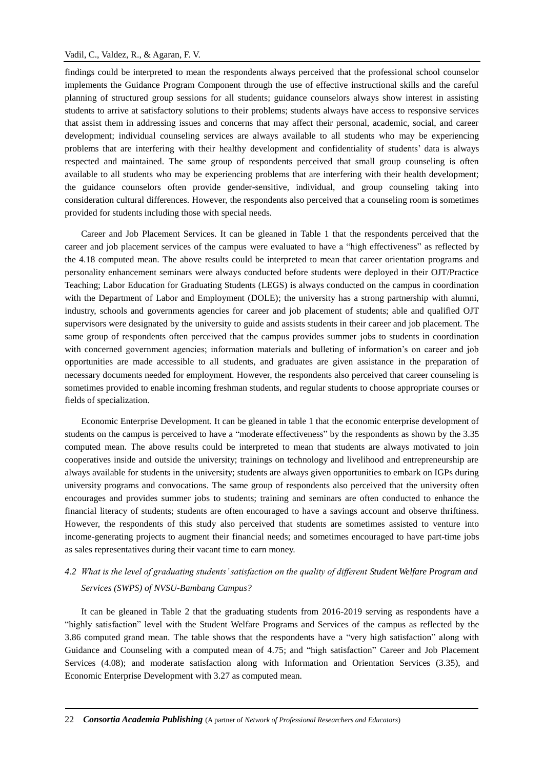findings could be interpreted to mean the respondents always perceived that the professional school counselor implements the Guidance Program Component through the use of effective instructional skills and the careful planning of structured group sessions for all students; guidance counselors always show interest in assisting students to arrive at satisfactory solutions to their problems; students always have access to responsive services that assist them in addressing issues and concerns that may affect their personal, academic, social, and career development; individual counseling services are always available to all students who may be experiencing problems that are interfering with their healthy development and confidentiality of students' data is always respected and maintained. The same group of respondents perceived that small group counseling is often available to all students who may be experiencing problems that are interfering with their health development; the guidance counselors often provide gender-sensitive, individual, and group counseling taking into consideration cultural differences. However, the respondents also perceived that a counseling room is sometimes provided for students including those with special needs.

Career and Job Placement Services. It can be gleaned in Table 1 that the respondents perceived that the career and job placement services of the campus were evaluated to have a "high effectiveness" as reflected by the 4.18 computed mean. The above results could be interpreted to mean that career orientation programs and personality enhancement seminars were always conducted before students were deployed in their OJT/Practice Teaching; Labor Education for Graduating Students (LEGS) is always conducted on the campus in coordination with the Department of Labor and Employment (DOLE); the university has a strong partnership with alumni, industry, schools and governments agencies for career and job placement of students; able and qualified OJT supervisors were designated by the university to guide and assists students in their career and job placement. The same group of respondents often perceived that the campus provides summer jobs to students in coordination with concerned government agencies; information materials and bulleting of information's on career and job opportunities are made accessible to all students, and graduates are given assistance in the preparation of necessary documents needed for employment. However, the respondents also perceived that career counseling is sometimes provided to enable incoming freshman students, and regular students to choose appropriate courses or fields of specialization.

Economic Enterprise Development. It can be gleaned in table 1 that the economic enterprise development of students on the campus is perceived to have a "moderate effectiveness" by the respondents as shown by the 3.35 computed mean. The above results could be interpreted to mean that students are always motivated to join cooperatives inside and outside the university; trainings on technology and livelihood and entrepreneurship are always available for students in the university; students are always given opportunities to embark on IGPs during university programs and convocations. The same group of respondents also perceived that the university often encourages and provides summer jobs to students; training and seminars are often conducted to enhance the financial literacy of students; students are often encouraged to have a savings account and observe thriftiness. However, the respondents of this study also perceived that students are sometimes assisted to venture into income-generating projects to augment their financial needs; and sometimes encouraged to have part-time jobs as sales representatives during their vacant time to earn money.

### *4.2 What is the level of graduating students' satisfaction on the quality of different Student Welfare Program and Services (SWPS) of NVSU-Bambang Campus?*

It can be gleaned in Table 2 that the graduating students from 2016-2019 serving as respondents have a "highly satisfaction" level with the Student Welfare Programs and Services of the campus as reflected by the 3.86 computed grand mean. The table shows that the respondents have a "very high satisfaction" along with Guidance and Counseling with a computed mean of 4.75; and "high satisfaction" Career and Job Placement Services (4.08); and moderate satisfaction along with Information and Orientation Services (3.35), and Economic Enterprise Development with 3.27 as computed mean.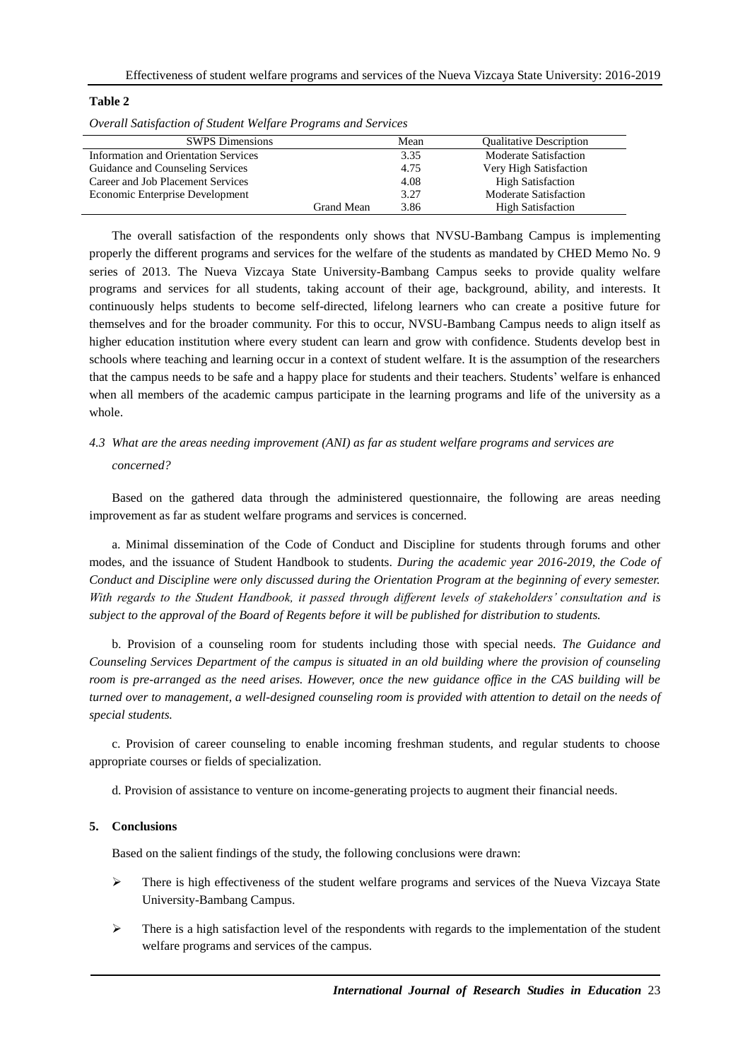**Table 2**

*Overall Satisfaction of Student Welfare Programs and Services*

| SWPS Dimensions | | Mean | Qualitative Description |
|---|---|---|---|
| Information and Orientation Services | | 3.35 | Moderate Satisfaction |
| Guidance and Counseling Services | | 4.75 | Very High Satisfaction |
| Career and Job Placement Services | | 4.08 | High Satisfaction |
| Economic Enterprise Development | | 3.27 | Moderate Satisfaction |
| | Grand Mean | 3.86 | High Satisfaction |

The overall satisfaction of the respondents only shows that NVSU-Bambang Campus is implementing properly the different programs and services for the welfare of the students as mandated by CHED Memo No. 9 series of 2013. The Nueva Vizcaya State University-Bambang Campus seeks to provide quality welfare programs and services for all students, taking account of their age, background, ability, and interests. It continuously helps students to become self-directed, lifelong learners who can create a positive future for themselves and for the broader community. For this to occur, NVSU-Bambang Campus needs to align itself as higher education institution where every student can learn and grow with confidence. Students develop best in schools where teaching and learning occur in a context of student welfare. It is the assumption of the researchers that the campus needs to be safe and a happy place for students and their teachers. Students' welfare is enhanced when all members of the academic campus participate in the learning programs and life of the university as a whole.

*4.3 What are the areas needing improvement (ANI) as far as student welfare programs and services are concerned?*

Based on the gathered data through the administered questionnaire, the following are areas needing improvement as far as student welfare programs and services is concerned.

a. Minimal dissemination of the Code of Conduct and Discipline for students through forums and other modes, and the issuance of Student Handbook to students. *During the academic year 2016-2019, the Code of Conduct and Discipline were only discussed during the Orientation Program at the beginning of every semester. With regards to the Student Handbook, it passed through different levels of stakeholders' consultation and is subject to the approval of the Board of Regents before it will be published for distribution to students.*

b. Provision of a counseling room for students including those with special needs. *The Guidance and Counseling Services Department of the campus is situated in an old building where the provision of counseling room is pre-arranged as the need arises. However, once the new guidance office in the CAS building will be turned over to management, a well-designed counseling room is provided with attention to detail on the needs of special students.*

c. Provision of career counseling to enable incoming freshman students, and regular students to choose appropriate courses or fields of specialization.

d. Provision of assistance to venture on income-generating projects to augment their financial needs.

## 5. Conclusions

Based on the salient findings of the study, the following conclusions were drawn:

- There is high effectiveness of the student welfare programs and services of the Nueva Vizcaya State University-Bambang Campus.
- There is a high satisfaction level of the respondents with regards to the implementation of the student welfare programs and services of the campus.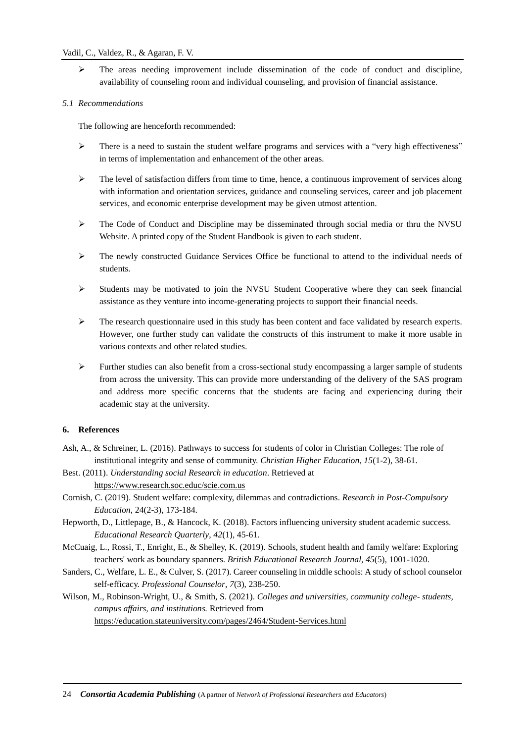- The areas needing improvement include dissemination of the code of conduct and discipline, availability of counseling room and individual counseling, and provision of financial assistance.

### *5.1 Recommendations*

The following are henceforth recommended:

- There is a need to sustain the student welfare programs and services with a "very high effectiveness" in terms of implementation and enhancement of the other areas.
- The level of satisfaction differs from time to time, hence, a continuous improvement of services along with information and orientation services, guidance and counseling services, career and job placement services, and economic enterprise development may be given utmost attention.
- The Code of Conduct and Discipline may be disseminated through social media or thru the NVSU Website. A printed copy of the Student Handbook is given to each student.
- The newly constructed Guidance Services Office be functional to attend to the individual needs of students.
- Students may be motivated to join the NVSU Student Cooperative where they can seek financial assistance as they venture into income-generating projects to support their financial needs.
- The research questionnaire used in this study has been content and face validated by research experts. However, one further study can validate the constructs of this instrument to make it more usable in various contexts and other related studies.
- Further studies can also benefit from a cross-sectional study encompassing a larger sample of students from across the university. This can provide more understanding of the delivery of the SAS program and address more specific concerns that the students are facing and experiencing during their academic stay at the university.

## 6. References

Ash, A., & Schreiner, L. (2016). Pathways to success for students of color in Christian Colleges: The role of institutional integrity and sense of community. *Christian Higher Education*, *15*(1-2), 38-61.

Best. (2011). *Understanding social Research in education*. Retrieved at https://www.research.soc.educ/scie.com.us

Cornish, C. (2019). Student welfare: complexity, dilemmas and contradictions. *Research in Post-Compulsory Education*, 24(2-3), 173-184.

Hepworth, D., Littlepage, B., & Hancock, K. (2018). Factors influencing university student academic success. *Educational Research Quarterly*, *42*(1), 45-61.

McCuaig, L., Rossi, T., Enright, E., & Shelley, K. (2019). Schools, student health and family welfare: Exploring teachers' work as boundary spanners. *British Educational Research Journal*, *45*(5), 1001-1020.

Sanders, C., Welfare, L. E., & Culver, S. (2017). Career counseling in middle schools: A study of school counselor self-efficacy. *Professional Counselor*, *7*(3), 238-250.

Wilson, M., Robinson-Wright, U., & Smith, S. (2021). *Colleges and universities, community college- students, campus affairs, and institutions.* Retrieved from https://education.stateuniversity.com/pages/2464/Student-Services.html